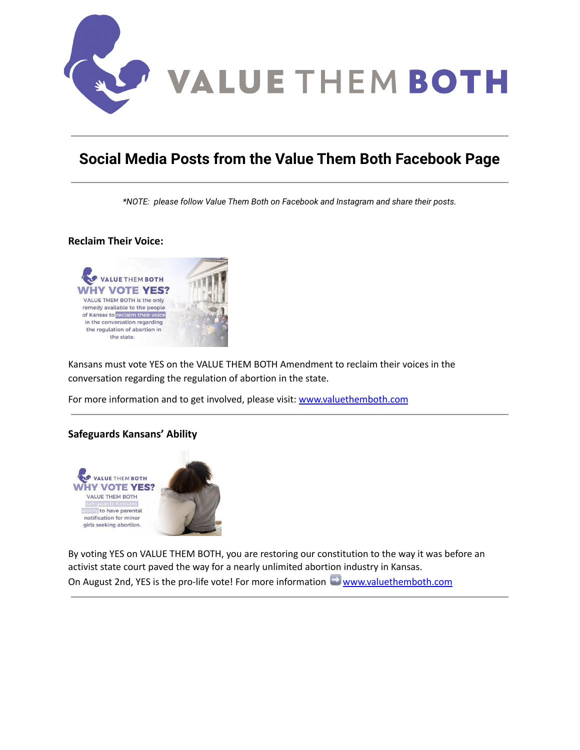# Social Media Posts from the Value Them Both Facebook Page

*\*NOTE: please follow Value Them Both on Facebook and Instagram and share their posts.*

**Reclaim Their Voice:**

VALUE THEM BOTH
WHY VOTE YES?
VALUE THEM BOTH is the only remedy available to the people of Kansas to reclaim their voice in the conversation regarding the regulation of abortion in the state.

Kansans must vote YES on the VALUE THEM BOTH Amendment to reclaim their voices in the conversation regarding the regulation of abortion in the state.

For more information and to get involved, please visit: [www.valuethemboth.com](http://www.valuethemboth.com)

---

**Safeguards Kansans' Ability**

VALUE THEM BOTH
WHY VOTE YES?
VALUE THEM BOTH safeguards Kansans' ability to have parental notification for minor girls seeking abortion.

By voting YES on VALUE THEM BOTH, you are restoring our constitution to the way it was before an activist state court paved the way for a nearly unlimited abortion industry in Kansas.
On August 2nd, YES is the pro-life vote! For more information ➡️ [www.valuethemboth.com](http://www.valuethemboth.com)

---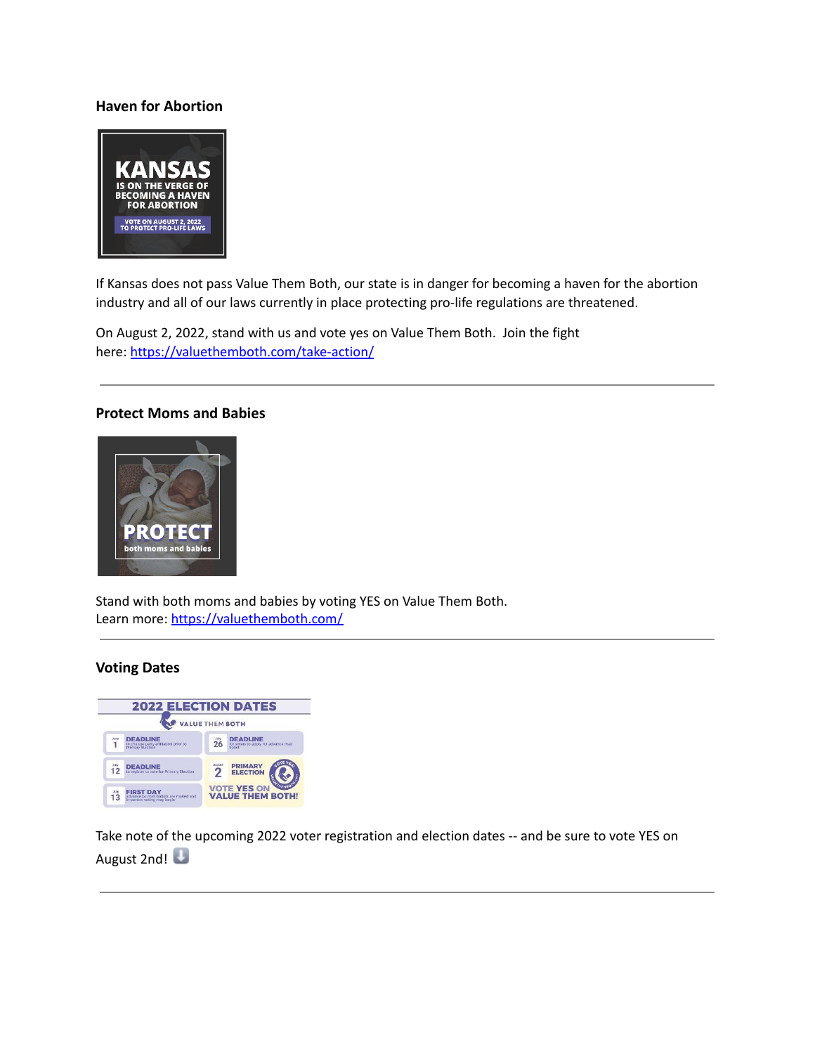### Haven for Abortion

If Kansas does not pass Value Them Both, our state is in danger for becoming a haven for the abortion industry and all of our laws currently in place protecting pro-life regulations are threatened.

On August 2, 2022, stand with us and vote yes on Value Them Both. Join the fight here: [https://valuethemboth.com/take-action/](https://valuethemboth.com/take-action/)

---

### Protect Moms and Babies

Stand with both moms and babies by voting YES on Value Them Both.
Learn more: [https://valuethemboth.com/](https://valuethemboth.com/)

---

### Voting Dates

Take note of the upcoming 2022 voter registration and election dates -- and be sure to vote YES on August 2nd! ⬇️

---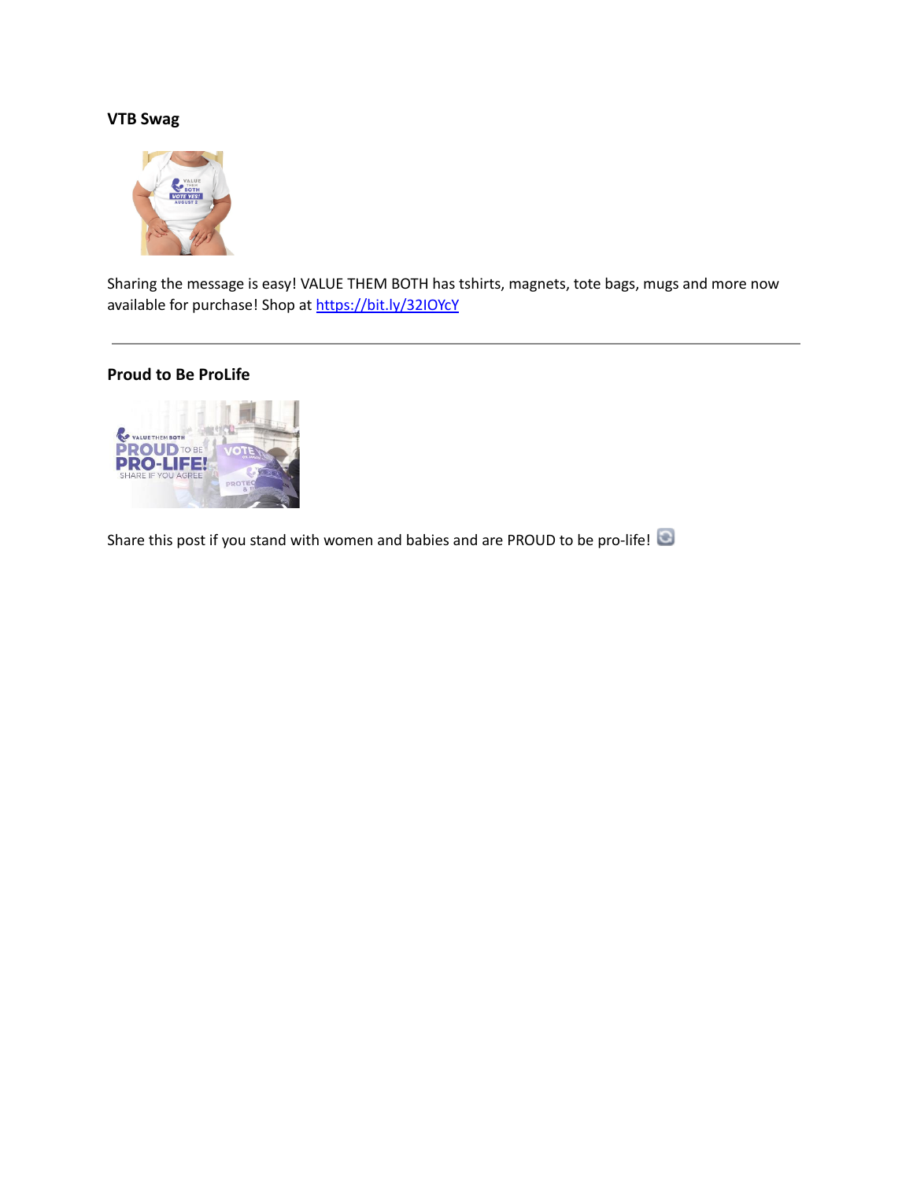**VTB Swag**

Sharing the message is easy! VALUE THEM BOTH has tshirts, magnets, tote bags, mugs and more now available for purchase! Shop at https://bit.ly/32IOYcY

---

**Proud to Be ProLife**

Share this post if you stand with women and babies and are PROUD to be pro-life!